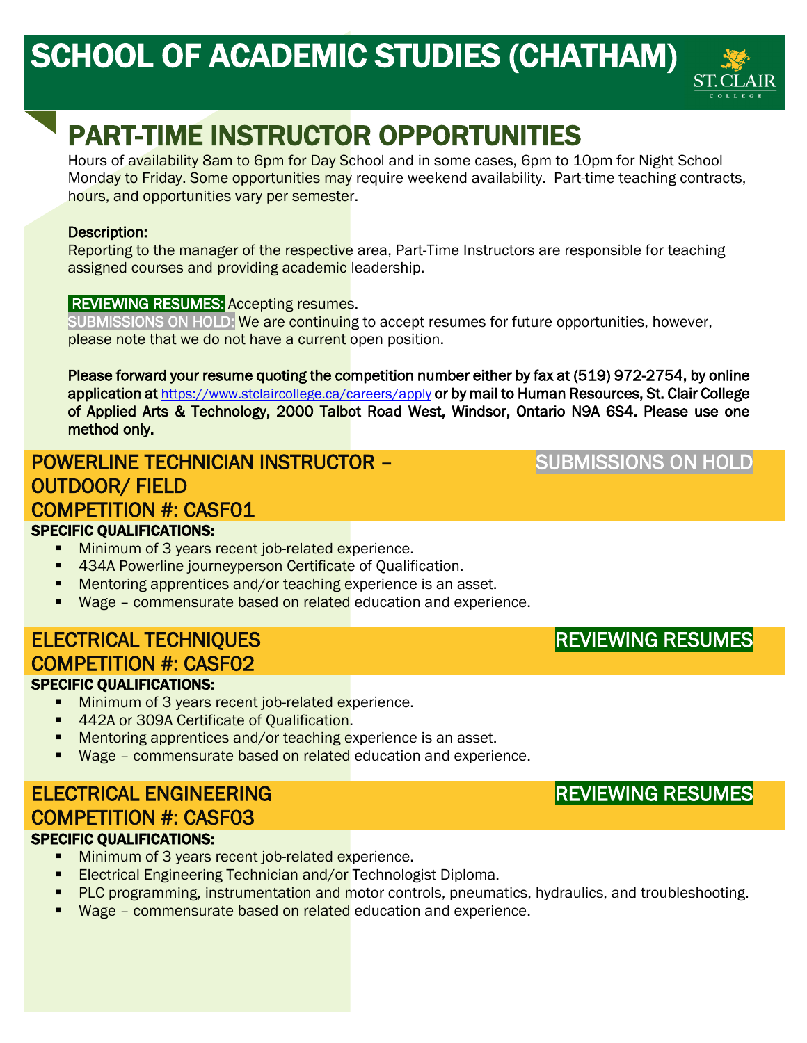# SCHOOL OF ACADEMIC STUDIES (CHATHAM)

## PART-TIME INSTRUCTOR OPPORTUNITIES

Hours of availability 8am to 6pm for Day School and in some cases, 6pm to 10pm for Night School Monday to Friday. Some opportunities may require weekend availability. Part-time teaching contracts, hours, and opportunities vary per semester.

**Description:**
Reporting to the manager of the respective area, Part-Time Instructors are responsible for teaching assigned courses and providing academic leadership.

**REVIEWING RESUMES:** Accepting resumes.
**SUBMISSIONS ON HOLD:** We are continuing to accept resumes for future opportunities, however, please note that we do not have a current open position.

**Please forward your resume quoting the competition number either by fax at (519) 972-2754, by online application at https://www.stclaircollege.ca/careers/apply or by mail to Human Resources, St. Clair College of Applied Arts & Technology, 2000 Talbot Road West, Windsor, Ontario N9A 6S4. Please use one method only.**

### POWERLINE TECHNICIAN INSTRUCTOR – OUTDOOR/ FIELD — SUBMISSIONS ON HOLD
### COMPETITION #: CASF01

**SPECIFIC QUALIFICATIONS:**

- Minimum of 3 years recent job-related experience.
- 434A Powerline journeyperson Certificate of Qualification.
- Mentoring apprentices and/or teaching experience is an asset.
- Wage – commensurate based on related education and experience.

### ELECTRICAL TECHNIQUES — REVIEWING RESUMES
### COMPETITION #: CASF02

**SPECIFIC QUALIFICATIONS:**

- Minimum of 3 years recent job-related experience.
- 442A or 309A Certificate of Qualification.
- Mentoring apprentices and/or teaching experience is an asset.
- Wage – commensurate based on related education and experience.

### ELECTRICAL ENGINEERING — REVIEWING RESUMES
### COMPETITION #: CASF03

**SPECIFIC QUALIFICATIONS:**

- Minimum of 3 years recent job-related experience.
- Electrical Engineering Technician and/or Technologist Diploma.
- PLC programming, instrumentation and motor controls, pneumatics, hydraulics, and troubleshooting.
- Wage – commensurate based on related education and experience.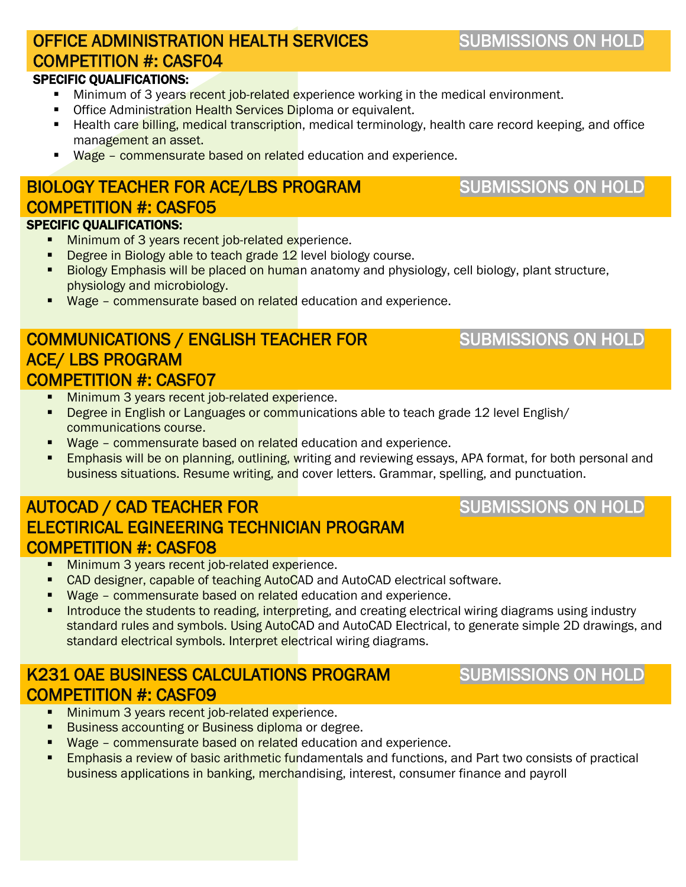## OFFICE ADMINISTRATION HEALTH SERVICES COMPETITION #: CASF04

SUBMISSIONS ON HOLD

**SPECIFIC QUALIFICATIONS:**

- Minimum of 3 years recent job-related experience working in the medical environment.
- Office Administration Health Services Diploma or equivalent.
- Health care billing, medical transcription, medical terminology, health care record keeping, and office management an asset.
- Wage – commensurate based on related education and experience.

## BIOLOGY TEACHER FOR ACE/LBS PROGRAM COMPETITION #: CASF05

SUBMISSIONS ON HOLD

**SPECIFIC QUALIFICATIONS:**

- Minimum of 3 years recent job-related experience.
- Degree in Biology able to teach grade 12 level biology course.
- Biology Emphasis will be placed on human anatomy and physiology, cell biology, plant structure, physiology and microbiology.
- Wage – commensurate based on related education and experience.

## COMMUNICATIONS / ENGLISH TEACHER FOR ACE/ LBS PROGRAM COMPETITION #: CASF07

SUBMISSIONS ON HOLD

- Minimum 3 years recent job-related experience.
- Degree in English or Languages or communications able to teach grade 12 level English/ communications course.
- Wage – commensurate based on related education and experience.
- Emphasis will be on planning, outlining, writing and reviewing essays, APA format, for both personal and business situations. Resume writing, and cover letters. Grammar, spelling, and punctuation.

## AUTOCAD / CAD TEACHER FOR ELECTIRICAL EGINEERING TECHNICIAN PROGRAM COMPETITION #: CASF08

SUBMISSIONS ON HOLD

- Minimum 3 years recent job-related experience.
- CAD designer, capable of teaching AutoCAD and AutoCAD electrical software.
- Wage – commensurate based on related education and experience.
- Introduce the students to reading, interpreting, and creating electrical wiring diagrams using industry standard rules and symbols. Using AutoCAD and AutoCAD Electrical, to generate simple 2D drawings, and standard electrical symbols. Interpret electrical wiring diagrams.

## K231 OAE BUSINESS CALCULATIONS PROGRAM COMPETITION #: CASF09

SUBMISSIONS ON HOLD

- Minimum 3 years recent job-related experience.
- Business accounting or Business diploma or degree.
- Wage – commensurate based on related education and experience.
- Emphasis a review of basic arithmetic fundamentals and functions, and Part two consists of practical business applications in banking, merchandising, interest, consumer finance and payroll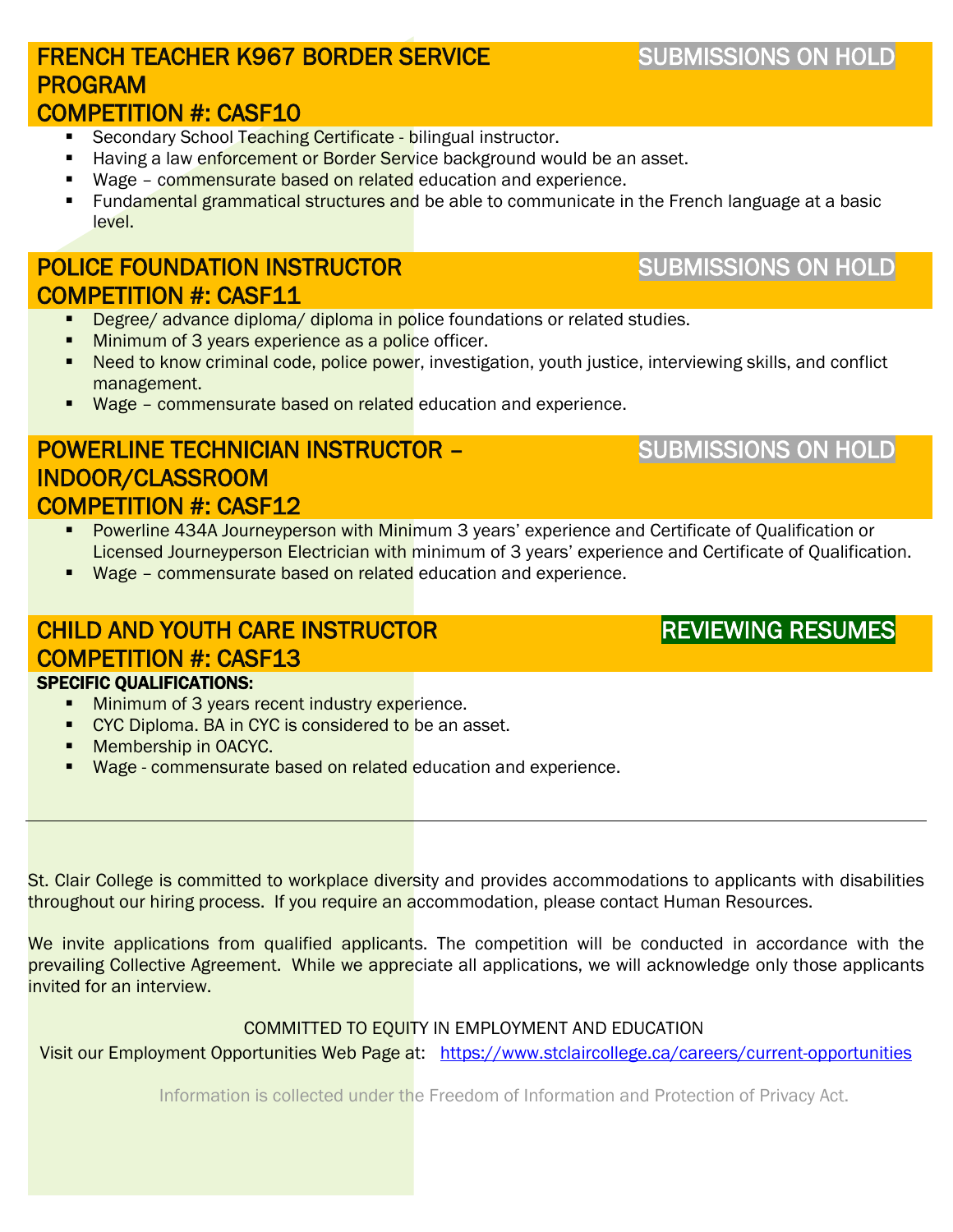## FRENCH TEACHER K967 BORDER SERVICE PROGRAM
## COMPETITION #: CASF10

SUBMISSIONS ON HOLD

- Secondary School Teaching Certificate - bilingual instructor.
- Having a law enforcement or Border Service background would be an asset.
- Wage – commensurate based on related education and experience.
- Fundamental grammatical structures and be able to communicate in the French language at a basic level.

## POLICE FOUNDATION INSTRUCTOR
## COMPETITION #: CASF11

SUBMISSIONS ON HOLD

- Degree/ advance diploma/ diploma in police foundations or related studies.
- Minimum of 3 years experience as a police officer.
- Need to know criminal code, police power, investigation, youth justice, interviewing skills, and conflict management.
- Wage – commensurate based on related education and experience.

## POWERLINE TECHNICIAN INSTRUCTOR – INDOOR/CLASSROOM
## COMPETITION #: CASF12

SUBMISSIONS ON HOLD

- Powerline 434A Journeyperson with Minimum 3 years' experience and Certificate of Qualification or Licensed Journeyperson Electrician with minimum of 3 years' experience and Certificate of Qualification.
- Wage – commensurate based on related education and experience.

## CHILD AND YOUTH CARE INSTRUCTOR
## COMPETITION #: CASF13

REVIEWING RESUMES

**SPECIFIC QUALIFICATIONS:**

- Minimum of 3 years recent industry experience.
- CYC Diploma. BA in CYC is considered to be an asset.
- Membership in OACYC.
- Wage - commensurate based on related education and experience.

---

St. Clair College is committed to workplace diversity and provides accommodations to applicants with disabilities throughout our hiring process. If you require an accommodation, please contact Human Resources.

We invite applications from qualified applicants. The competition will be conducted in accordance with the prevailing Collective Agreement. While we appreciate all applications, we will acknowledge only those applicants invited for an interview.

COMMITTED TO EQUITY IN EMPLOYMENT AND EDUCATION

Visit our Employment Opportunities Web Page at: https://www.stclaircollege.ca/careers/current-opportunities

Information is collected under the Freedom of Information and Protection of Privacy Act.